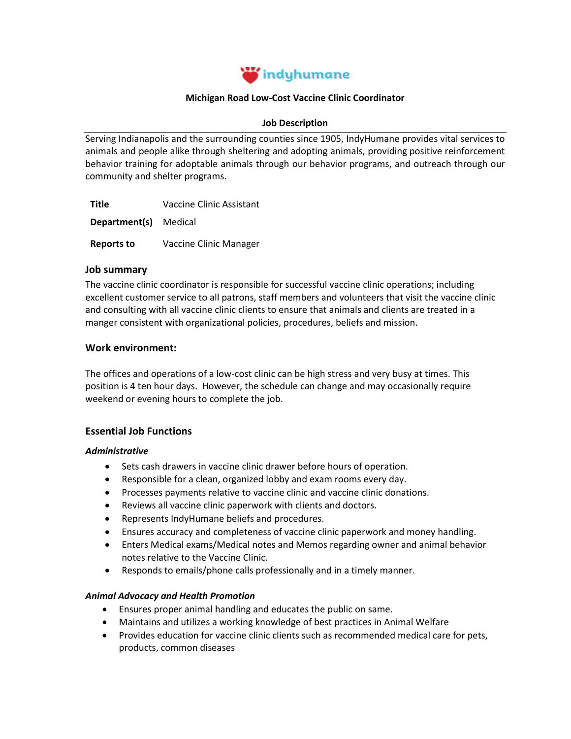indyhumane

**Michigan Road Low-Cost Vaccine Clinic Coordinator**

**Job Description**

Serving Indianapolis and the surrounding counties since 1905, IndyHumane provides vital services to animals and people alike through sheltering and adopting animals, providing positive reinforcement behavior training for adoptable animals through our behavior programs, and outreach through our community and shelter programs.

| | |
|---|---|
| **Title** | Vaccine Clinic Assistant |
| **Department(s)** | Medical |
| **Reports to** | Vaccine Clinic Manager |

### Job summary

The vaccine clinic coordinator is responsible for successful vaccine clinic operations; including excellent customer service to all patrons, staff members and volunteers that visit the vaccine clinic and consulting with all vaccine clinic clients to ensure that animals and clients are treated in a manger consistent with organizational policies, procedures, beliefs and mission.

### Work environment:

The offices and operations of a low-cost clinic can be high stress and very busy at times. This position is 4 ten hour days. However, the schedule can change and may occasionally require weekend or evening hours to complete the job.

### Essential Job Functions

***Administrative***

- Sets cash drawers in vaccine clinic drawer before hours of operation.
- Responsible for a clean, organized lobby and exam rooms every day.
- Processes payments relative to vaccine clinic and vaccine clinic donations.
- Reviews all vaccine clinic paperwork with clients and doctors.
- Represents IndyHumane beliefs and procedures.
- Ensures accuracy and completeness of vaccine clinic paperwork and money handling.
- Enters Medical exams/Medical notes and Memos regarding owner and animal behavior notes relative to the Vaccine Clinic.
- Responds to emails/phone calls professionally and in a timely manner.

***Animal Advocacy and Health Promotion***

- Ensures proper animal handling and educates the public on same.
- Maintains and utilizes a working knowledge of best practices in Animal Welfare
- Provides education for vaccine clinic clients such as recommended medical care for pets, products, common diseases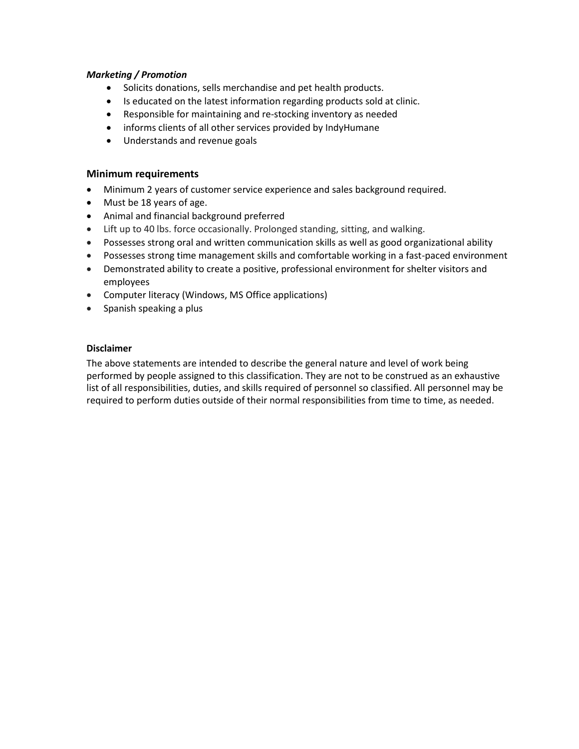***Marketing / Promotion***

- Solicits donations, sells merchandise and pet health products.
- Is educated on the latest information regarding products sold at clinic.
- Responsible for maintaining and re-stocking inventory as needed
- informs clients of all other services provided by IndyHumane
- Understands and revenue goals

## Minimum requirements

- Minimum 2 years of customer service experience and sales background required.
- Must be 18 years of age.
- Animal and financial background preferred
- Lift up to 40 lbs. force occasionally. Prolonged standing, sitting, and walking.
- Possesses strong oral and written communication skills as well as good organizational ability
- Possesses strong time management skills and comfortable working in a fast-paced environment
- Demonstrated ability to create a positive, professional environment for shelter visitors and employees
- Computer literacy (Windows, MS Office applications)
- Spanish speaking a plus

**Disclaimer**

The above statements are intended to describe the general nature and level of work being performed by people assigned to this classification. They are not to be construed as an exhaustive list of all responsibilities, duties, and skills required of personnel so classified. All personnel may be required to perform duties outside of their normal responsibilities from time to time, as needed.